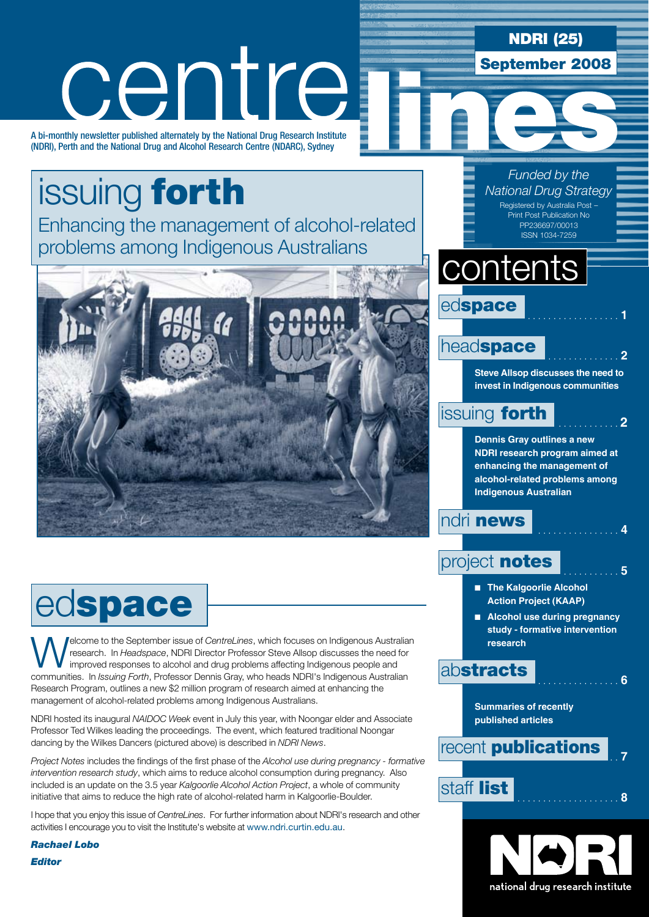# centre lines

**NDRI (25)**

**September 2008**

A bi-monthly newsletter published alternately by the National Drug Research Institute (NDRI), Perth and the National Drug and Alcohol Research Centre (NDARC), Sydney

*Funded by the National Drug Strategy*

Registered by Australia Post – Print Post Publication No PP236697/00013
ISSN 1034-7259

## issuing **forth**

Enhancing the management of alcohol-related problems among Indigenous Australians

## contents

- ed**space** .................. 1
- head**space** .............. 2
  - **Steve Allsop discusses the need to invest in Indigenous communities**
- issuing **forth** ............ 2
  - **Dennis Gray outlines a new NDRI research program aimed at enhancing the management of alcohol-related problems among Indigenous Australian**
- ndri **news** ................ 4
- project **notes** ........... 5
  - **The Kalgoorlie Alcohol Action Project (KAAP)**
  - **Alcohol use during pregnancy study - formative intervention research**
- ab**stracts** ................ 6
  - **Summaries of recently published articles**
- recent **publications** .. 7
- staff **list** .................... 8

## ed**space**

Welcome to the September issue of *CentreLines*, which focuses on Indigenous Australian research. In *Headspace*, NDRI Director Professor Steve Allsop discusses the need for improved responses to alcohol and drug problems affecting Indigenous people and communities. In *Issuing Forth*, Professor Dennis Gray, who heads NDRI's Indigenous Australian Research Program, outlines a new $2 million program of research aimed at enhancing the management of alcohol-related problems among Indigenous Australians.

NDRI hosted its inaugural *NAIDOC Week* event in July this year, with Noongar elder and Associate Professor Ted Wilkes leading the proceedings. The event, which featured traditional Noongar dancing by the Wilkes Dancers (pictured above) is described in *NDRI News*.

*Project Notes* includes the findings of the first phase of the *Alcohol use during pregnancy - formative intervention research study*, which aims to reduce alcohol consumption during pregnancy. Also included is an update on the 3.5 year *Kalgoorlie Alcohol Action Project*, a whole of community initiative that aims to reduce the high rate of alcohol-related harm in Kalgoorlie-Boulder.

I hope that you enjoy this issue of *CentreLines*. For further information about NDRI's research and other activities I encourage you to visit the Institute's website at www.ndri.curtin.edu.au.

***Rachael Lobo***

***Editor***

NDRI national drug research institute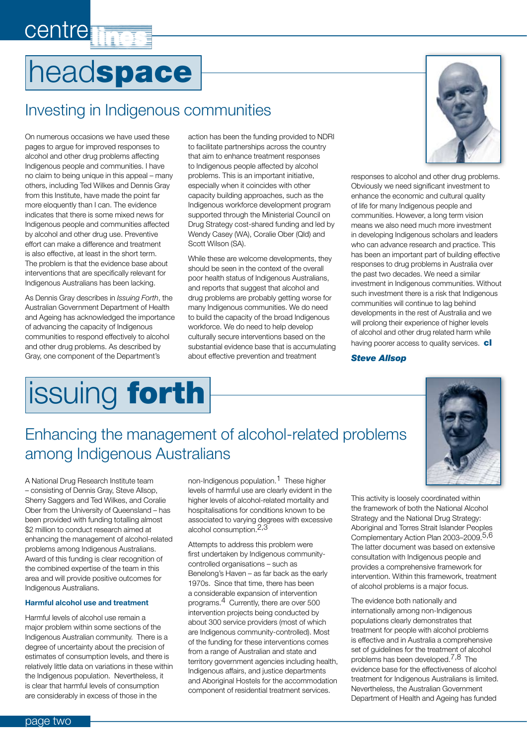# headspace

## Investing in Indigenous communities

On numerous occasions we have used these pages to argue for improved responses to alcohol and other drug problems affecting Indigenous people and communities. I have no claim to being unique in this appeal – many others, including Ted Wilkes and Dennis Gray from this Institute, have made the point far more eloquently than I can. The evidence indicates that there is some mixed news for Indigenous people and communities affected by alcohol and other drug use. Preventive effort can make a difference and treatment is also effective, at least in the short term. The problem is that the evidence base about interventions that are specifically relevant for Indigenous Australians has been lacking.

As Dennis Gray describes in *Issuing Forth*, the Australian Government Department of Health and Ageing has acknowledged the importance of advancing the capacity of Indigenous communities to respond effectively to alcohol and other drug problems. As described by Gray, one component of the Department's action has been the funding provided to NDRI to facilitate partnerships across the country that aim to enhance treatment responses to Indigenous people affected by alcohol problems. This is an important initiative, especially when it coincides with other capacity building approaches, such as the Indigenous workforce development program supported through the Ministerial Council on Drug Strategy cost-shared funding and led by Wendy Casey (WA), Coralie Ober (Qld) and Scott Wilson (SA).

While these are welcome developments, they should be seen in the context of the overall poor health status of Indigenous Australians, and reports that suggest that alcohol and drug problems are probably getting worse for many Indigenous communities. We do need to build the capacity of the broad Indigenous workforce. We do need to help develop culturally secure interventions based on the substantial evidence base that is accumulating about effective prevention and treatment responses to alcohol and other drug problems. Obviously we need significant investment to enhance the economic and cultural quality of life for many Indigenous people and communities. However, a long term vision means we also need much more investment in developing Indigenous scholars and leaders who can advance research and practice. This has been an important part of building effective responses to drug problems in Australia over the past two decades. We need a similar investment in Indigenous communities. Without such investment there is a risk that Indigenous communities will continue to lag behind developments in the rest of Australia and we will prolong their experience of higher levels of alcohol and other drug related harm while having poorer access to quality services. **cl**

***Steve Allsop***

# issuing forth

## Enhancing the management of alcohol-related problems among Indigenous Australians

A National Drug Research Institute team – consisting of Dennis Gray, Steve Allsop, Sherry Saggers and Ted Wilkes, and Coralie Ober from the University of Queensland – has been provided with funding totalling almost $2 million to conduct research aimed at enhancing the management of alcohol-related problems among Indigenous Australians. Award of this funding is clear recognition of the combined expertise of the team in this area and will provide positive outcomes for Indigenous Australians.

### Harmful alcohol use and treatment

Harmful levels of alcohol use remain a major problem within some sections of the Indigenous Australian community. There is a degree of uncertainty about the precision of estimates of consumption levels, and there is relatively little data on variations in these within the Indigenous population. Nevertheless, it is clear that harmful levels of consumption are considerably in excess of those in the non-Indigenous population.[1] These higher levels of harmful use are clearly evident in the higher levels of alcohol-related mortality and hospitalisations for conditions known to be associated to varying degrees with excessive alcohol consumption.[2,3]

Attempts to address this problem were first undertaken by Indigenous community-controlled organisations – such as Benelong's Haven – as far back as the early 1970s. Since that time, there has been a considerable expansion of intervention programs.[4] Currently, there are over 500 intervention projects being conducted by about 300 service providers (most of which are Indigenous community-controlled). Most of the funding for these interventions comes from a range of Australian and state and territory government agencies including health, Indigenous affairs, and justice departments and Aboriginal Hostels for the accommodation component of residential treatment services.

This activity is loosely coordinated within the framework of both the National Alcohol Strategy and the National Drug Strategy: Aboriginal and Torres Strait Islander Peoples Complementary Action Plan 2003–2009.[5,6] The latter document was based on extensive consultation with Indigenous people and provides a comprehensive framework for intervention. Within this framework, treatment of alcohol problems is a major focus.

The evidence both nationally and internationally among non-Indigenous populations clearly demonstrates that treatment for people with alcohol problems is effective and in Australia a comprehensive set of guidelines for the treatment of alcohol problems has been developed.[7,8] The evidence base for the effectiveness of alcohol treatment for Indigenous Australians is limited. Nevertheless, the Australian Government Department of Health and Ageing has funded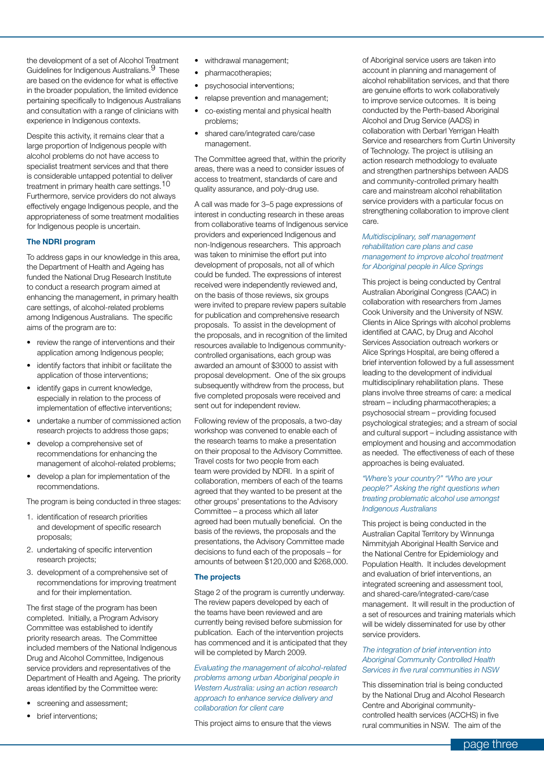the development of a set of Alcohol Treatment Guidelines for Indigenous Australians.[9] These are based on the evidence for what is effective in the broader population, the limited evidence pertaining specifically to Indigenous Australians and consultation with a range of clinicians with experience in Indigenous contexts.

Despite this activity, it remains clear that a large proportion of Indigenous people with alcohol problems do not have access to specialist treatment services and that there is considerable untapped potential to deliver treatment in primary health care settings.[10] Furthermore, service providers do not always effectively engage Indigenous people, and the appropriateness of some treatment modalities for Indigenous people is uncertain.

### The NDRI program

To address gaps in our knowledge in this area, the Department of Health and Ageing has funded the National Drug Research Institute to conduct a research program aimed at enhancing the management, in primary health care settings, of alcohol-related problems among Indigenous Australians. The specific aims of the program are to:

- review the range of interventions and their application among Indigenous people;
- identify factors that inhibit or facilitate the application of those interventions;
- identify gaps in current knowledge, especially in relation to the process of implementation of effective interventions;
- undertake a number of commissioned action research projects to address those gaps;
- develop a comprehensive set of recommendations for enhancing the management of alcohol-related problems;
- develop a plan for implementation of the recommendations.

The program is being conducted in three stages:

1. identification of research priorities and development of specific research proposals;
2. undertaking of specific intervention research projects;
3. development of a comprehensive set of recommendations for improving treatment and for their implementation.

The first stage of the program has been completed. Initially, a Program Advisory Committee was established to identify priority research areas. The Committee included members of the National Indigenous Drug and Alcohol Committee, Indigenous service providers and representatives of the Department of Health and Ageing. The priority areas identified by the Committee were:

- screening and assessment;
- brief interventions;
- withdrawal management;
- pharmacotherapies;
- psychosocial interventions;
- relapse prevention and management;
- co-existing mental and physical health problems;
- shared care/integrated care/case management.

The Committee agreed that, within the priority areas, there was a need to consider issues of access to treatment, standards of care and quality assurance, and poly-drug use.

A call was made for 3–5 page expressions of interest in conducting research in these areas from collaborative teams of Indigenous service providers and experienced Indigenous and non-Indigenous researchers. This approach was taken to minimise the effort put into development of proposals, not all of which could be funded. The expressions of interest received were independently reviewed and, on the basis of those reviews, six groups were invited to prepare review papers suitable for publication and comprehensive research proposals. To assist in the development of the proposals, and in recognition of the limited resources available to Indigenous community-controlled organisations, each group was awarded an amount of $3000 to assist with proposal development. One of the six groups subsequently withdrew from the process, but five completed proposals were received and sent out for independent review.

Following review of the proposals, a two-day workshop was convened to enable each of the research teams to make a presentation on their proposal to the Advisory Committee. Travel costs for two people from each team were provided by NDRI. In a spirit of collaboration, members of each of the teams agreed that they wanted to be present at the other groups' presentations to the Advisory Committee – a process which all later agreed had been mutually beneficial. On the basis of the reviews, the proposals and the presentations, the Advisory Committee made decisions to fund each of the proposals – for amounts of between $120,000 and $268,000.

### The projects

Stage 2 of the program is currently underway. The review papers developed by each of the teams have been reviewed and are currently being revised before submission for publication. Each of the intervention projects has commenced and it is anticipated that they will be completed by March 2009.

*Evaluating the management of alcohol-related problems among urban Aboriginal people in Western Australia: using an action research approach to enhance service delivery and collaboration for client care*

This project aims to ensure that the views of Aboriginal service users are taken into account in planning and management of alcohol rehabilitation services, and that there are genuine efforts to work collaboratively to improve service outcomes. It is being conducted by the Perth-based Aboriginal Alcohol and Drug Service (AADS) in collaboration with Derbarl Yerrigan Health Service and researchers from Curtin University of Technology. The project is utilising an action research methodology to evaluate and strengthen partnerships between AADS and community-controlled primary health care and mainstream alcohol rehabilitation service providers with a particular focus on strengthening collaboration to improve client care.

*Multidisciplinary, self management rehabilitation care plans and case management to improve alcohol treatment for Aboriginal people in Alice Springs*

This project is being conducted by Central Australian Aboriginal Congress (CAAC) in collaboration with researchers from James Cook University and the University of NSW. Clients in Alice Springs with alcohol problems identified at CAAC, by Drug and Alcohol Services Association outreach workers or Alice Springs Hospital, are being offered a brief intervention followed by a full assessment leading to the development of individual multidisciplinary rehabilitation plans. These plans involve three streams of care: a medical stream – including pharmacotherapies; a psychosocial stream – providing focused psychological strategies; and a stream of social and cultural support – including assistance with employment and housing and accommodation as needed. The effectiveness of each of these approaches is being evaluated.

*"Where's your country?" "Who are your people?" Asking the right questions when treating problematic alcohol use amongst Indigenous Australians*

This project is being conducted in the Australian Capital Territory by Winnunga Nimmityjah Aboriginal Health Service and the National Centre for Epidemiology and Population Health. It includes development and evaluation of brief interventions, an integrated screening and assessment tool, and shared-care/integrated-care/case management. It will result in the production of a set of resources and training materials which will be widely disseminated for use by other service providers.

*The integration of brief intervention into Aboriginal Community Controlled Health Services in five rural communities in NSW*

This dissemination trial is being conducted by the National Drug and Alcohol Research Centre and Aboriginal community-controlled health services (ACCHS) in five rural communities in NSW. The aim of the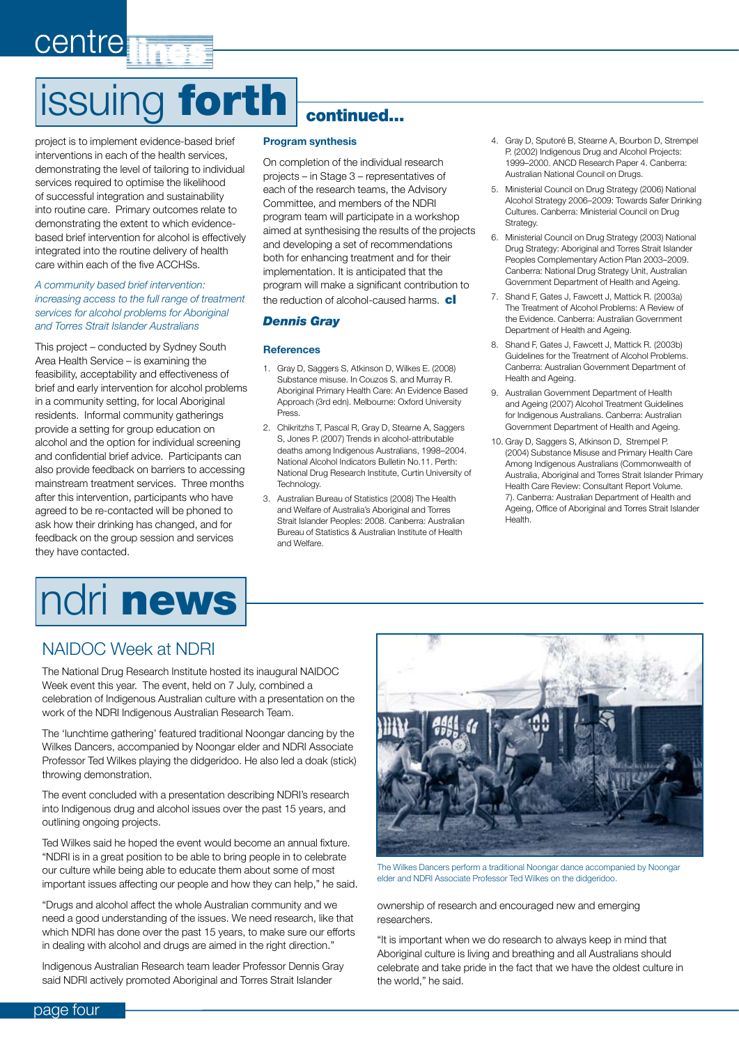# issuing **forth** continued...

project is to implement evidence-based brief interventions in each of the health services, demonstrating the level of tailoring to individual services required to optimise the likelihood of successful integration and sustainability into routine care. Primary outcomes relate to demonstrating the extent to which evidence-based brief intervention for alcohol is effectively integrated into the routine delivery of health care within each of the five ACCHSs.

*A community based brief intervention: increasing access to the full range of treatment services for alcohol problems for Aboriginal and Torres Strait Islander Australians*

This project – conducted by Sydney South Area Health Service – is examining the feasibility, acceptability and effectiveness of brief and early intervention for alcohol problems in a community setting, for local Aboriginal residents. Informal community gatherings provide a setting for group education on alcohol and the option for individual screening and confidential brief advice. Participants can also provide feedback on barriers to accessing mainstream treatment services. Three months after this intervention, participants who have agreed to be re-contacted will be phoned to ask how their drinking has changed, and for feedback on the group session and services they have contacted.

### Program synthesis

On completion of the individual research projects – in Stage 3 – representatives of each of the research teams, the Advisory Committee, and members of the NDRI program team will participate in a workshop aimed at synthesising the results of the projects and developing a set of recommendations both for enhancing treatment and for their implementation. It is anticipated that the program will make a significant contribution to the reduction of alcohol-caused harms. **cl**

***Dennis Gray***

### References

1. Gray D, Saggers S, Atkinson D, Wilkes E. (2008) Substance misuse. In Couzos S. and Murray R. Aboriginal Primary Health Care: An Evidence Based Approach (3rd edn). Melbourne: Oxford University Press.
2. Chikritzhs T, Pascal R, Gray D, Stearne A, Saggers S, Jones P. (2007) Trends in alcohol-attributable deaths among Indigenous Australians, 1998–2004. National Alcohol Indicators Bulletin No.11. Perth: National Drug Research Institute, Curtin University of Technology.
3. Australian Bureau of Statistics (2008) The Health and Welfare of Australia's Aboriginal and Torres Strait Islander Peoples: 2008. Canberra: Australian Bureau of Statistics & Australian Institute of Health and Welfare.
4. Gray D, Sputoré B, Stearne A, Bourbon D, Strempel P. (2002) Indigenous Drug and Alcohol Projects: 1999–2000. ANCD Research Paper 4. Canberra: Australian National Council on Drugs.
5. Ministerial Council on Drug Strategy (2006) National Alcohol Strategy 2006–2009: Towards Safer Drinking Cultures. Canberra: Ministerial Council on Drug Strategy.
6. Ministerial Council on Drug Strategy (2003) National Drug Strategy: Aboriginal and Torres Strait Islander Peoples Complementary Action Plan 2003–2009. Canberra: National Drug Strategy Unit, Australian Government Department of Health and Ageing.
7. Shand F, Gates J, Fawcett J, Mattick R. (2003a) The Treatment of Alcohol Problems: A Review of the Evidence. Canberra: Australian Government Department of Health and Ageing.
8. Shand F, Gates J, Fawcett J, Mattick R. (2003b) Guidelines for the Treatment of Alcohol Problems. Canberra: Australian Government Department of Health and Ageing.
9. Australian Government Department of Health and Ageing (2007) Alcohol Treatment Guidelines for Indigenous Australians. Canberra: Australian Government Department of Health and Ageing.
10. Gray D, Saggers S, Atkinson D, Strempel P. (2004) Substance Misuse and Primary Health Care Among Indigenous Australians (Commonwealth of Australia, Aboriginal and Torres Strait Islander Primary Health Care Review: Consultant Report Volume. 7). Canberra: Australian Department of Health and Ageing, Office of Aboriginal and Torres Strait Islander Health.

# ndri **news**

## NAIDOC Week at NDRI

The National Drug Research Institute hosted its inaugural NAIDOC Week event this year. The event, held on 7 July, combined a celebration of Indigenous Australian culture with a presentation on the work of the NDRI Indigenous Australian Research Team.

The 'lunchtime gathering' featured traditional Noongar dancing by the Wilkes Dancers, accompanied by Noongar elder and NDRI Associate Professor Ted Wilkes playing the didgeridoo. He also led a doak (stick) throwing demonstration.

The event concluded with a presentation describing NDRI's research into Indigenous drug and alcohol issues over the past 15 years, and outlining ongoing projects.

Ted Wilkes said he hoped the event would become an annual fixture. "NDRI is in a great position to be able to bring people in to celebrate our culture while being able to educate them about some of most important issues affecting our people and how they can help," he said.

"Drugs and alcohol affect the whole Australian community and we need a good understanding of the issues. We need research, like that which NDRI has done over the past 15 years, to make sure our efforts in dealing with alcohol and drugs are aimed in the right direction."

Indigenous Australian Research team leader Professor Dennis Gray said NDRI actively promoted Aboriginal and Torres Strait Islander ownership of research and encouraged new and emerging researchers.

The Wilkes Dancers perform a traditional Noongar dance accompanied by Noongar elder and NDRI Associate Professor Ted Wilkes on the didgeridoo.

"It is important when we do research to always keep in mind that Aboriginal culture is living and breathing and all Australians should celebrate and take pride in the fact that we have the oldest culture in the world," he said.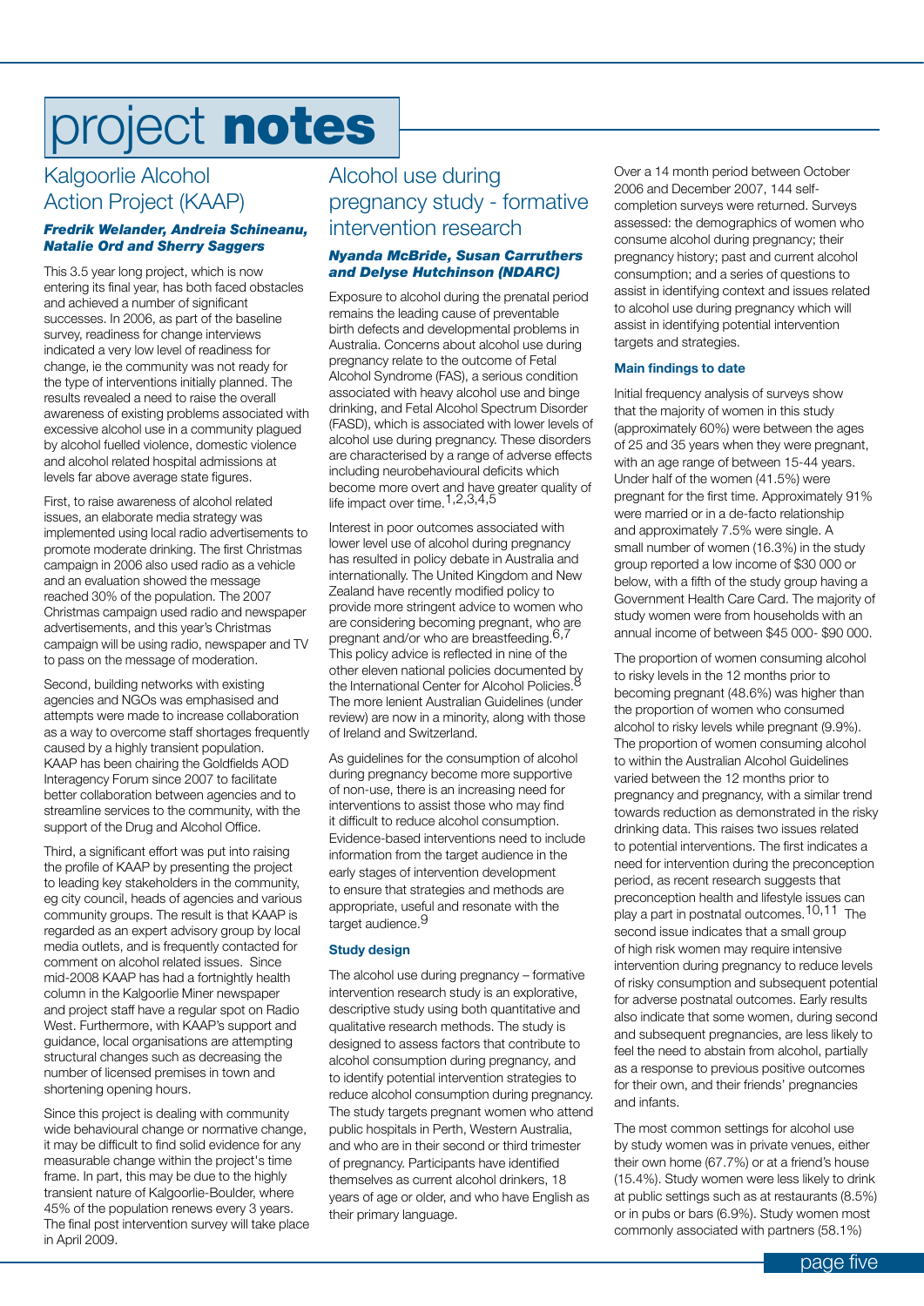# project **notes**

## Kalgoorlie Alcohol Action Project (KAAP)

***Fredrik Welander, Andreia Schineanu, Natalie Ord and Sherry Saggers***

This 3.5 year long project, which is now entering its final year, has both faced obstacles and achieved a number of significant successes. In 2006, as part of the baseline survey, readiness for change interviews indicated a very low level of readiness for change, ie the community was not ready for the type of interventions initially planned. The results revealed a need to raise the overall awareness of existing problems associated with excessive alcohol use in a community plagued by alcohol fuelled violence, domestic violence and alcohol related hospital admissions at levels far above average state figures.

First, to raise awareness of alcohol related issues, an elaborate media strategy was implemented using local radio advertisements to promote moderate drinking. The first Christmas campaign in 2006 also used radio as a vehicle and an evaluation showed the message reached 30% of the population. The 2007 Christmas campaign used radio and newspaper advertisements, and this year's Christmas campaign will be using radio, newspaper and TV to pass on the message of moderation.

Second, building networks with existing agencies and NGOs was emphasised and attempts were made to increase collaboration as a way to overcome staff shortages frequently caused by a highly transient population. KAAP has been chairing the Goldfields AOD Interagency Forum since 2007 to facilitate better collaboration between agencies and to streamline services to the community, with the support of the Drug and Alcohol Office.

Third, a significant effort was put into raising the profile of KAAP by presenting the project to leading key stakeholders in the community, eg city council, heads of agencies and various community groups. The result is that KAAP is regarded as an expert advisory group by local media outlets, and is frequently contacted for comment on alcohol related issues. Since mid-2008 KAAP has had a fortnightly health column in the Kalgoorlie Miner newspaper and project staff have a regular spot on Radio West. Furthermore, with KAAP's support and guidance, local organisations are attempting structural changes such as decreasing the number of licensed premises in town and shortening opening hours.

Since this project is dealing with community wide behavioural change or normative change, it may be difficult to find solid evidence for any measurable change within the project's time frame. In part, this may be due to the highly transient nature of Kalgoorlie-Boulder, where 45% of the population renews every 3 years. The final post intervention survey will take place in April 2009.

## Alcohol use during pregnancy study - formative intervention research

***Nyanda McBride, Susan Carruthers and Delyse Hutchinson (NDARC)***

Exposure to alcohol during the prenatal period remains the leading cause of preventable birth defects and developmental problems in Australia. Concerns about alcohol use during pregnancy relate to the outcome of Fetal Alcohol Syndrome (FAS), a serious condition associated with heavy alcohol use and binge drinking, and Fetal Alcohol Spectrum Disorder (FASD), which is associated with lower levels of alcohol use during pregnancy. These disorders are characterised by a range of adverse effects including neurobehavioural deficits which become more overt and have greater quality of life impact over time.[1,2,3,4,5]

Interest in poor outcomes associated with lower level use of alcohol during pregnancy has resulted in policy debate in Australia and internationally. The United Kingdom and New Zealand have recently modified policy to provide more stringent advice to women who are considering becoming pregnant, who are pregnant and/or who are breastfeeding.[6,7] This policy advice is reflected in nine of the other eleven national policies documented by the International Center for Alcohol Policies.[8] The more lenient Australian Guidelines (under review) are now in a minority, along with those of Ireland and Switzerland.

As guidelines for the consumption of alcohol during pregnancy become more supportive of non-use, there is an increasing need for interventions to assist those who may find it difficult to reduce alcohol consumption. Evidence-based interventions need to include information from the target audience in the early stages of intervention development to ensure that strategies and methods are appropriate, useful and resonate with the target audience.[9]

### Study design

The alcohol use during pregnancy – formative intervention research study is an explorative, descriptive study using both quantitative and qualitative research methods. The study is designed to assess factors that contribute to alcohol consumption during pregnancy, and to identify potential intervention strategies to reduce alcohol consumption during pregnancy. The study targets pregnant women who attend public hospitals in Perth, Western Australia, and who are in their second or third trimester of pregnancy. Participants have identified themselves as current alcohol drinkers, 18 years of age or older, and who have English as their primary language.

Over a 14 month period between October 2006 and December 2007, 144 self-completion surveys were returned. Surveys assessed: the demographics of women who consume alcohol during pregnancy; their pregnancy history; past and current alcohol consumption; and a series of questions to assist in identifying context and issues related to alcohol use during pregnancy which will assist in identifying potential intervention targets and strategies.

### Main findings to date

Initial frequency analysis of surveys show that the majority of women in this study (approximately 60%) were between the ages of 25 and 35 years when they were pregnant, with an age range of between 15-44 years. Under half of the women (41.5%) were pregnant for the first time. Approximately 91% were married or in a de-facto relationship and approximately 7.5% were single. A small number of women (16.3%) in the study group reported a low income of $30 000 or below, with a fifth of the study group having a Government Health Care Card. The majority of study women were from households with an annual income of between $45 000- $90 000.

The proportion of women consuming alcohol to risky levels in the 12 months prior to becoming pregnant (48.6%) was higher than the proportion of women who consumed alcohol to risky levels while pregnant (9.9%). The proportion of women consuming alcohol to within the Australian Alcohol Guidelines varied between the 12 months prior to pregnancy and pregnancy, with a similar trend towards reduction as demonstrated in the risky drinking data. This raises two issues related to potential interventions. The first indicates a need for intervention during the preconception period, as recent research suggests that preconception health and lifestyle issues can play a part in postnatal outcomes.[10,11] The second issue indicates that a small group of high risk women may require intensive intervention during pregnancy to reduce levels of risky consumption and subsequent potential for adverse postnatal outcomes. Early results also indicate that some women, during second and subsequent pregnancies, are less likely to feel the need to abstain from alcohol, partially as a response to previous positive outcomes for their own, and their friends' pregnancies and infants.

The most common settings for alcohol use by study women was in private venues, either their own home (67.7%) or at a friend's house (15.4%). Study women were less likely to drink at public settings such as at restaurants (8.5%) or in pubs or bars (6.9%). Study women most commonly associated with partners (58.1%)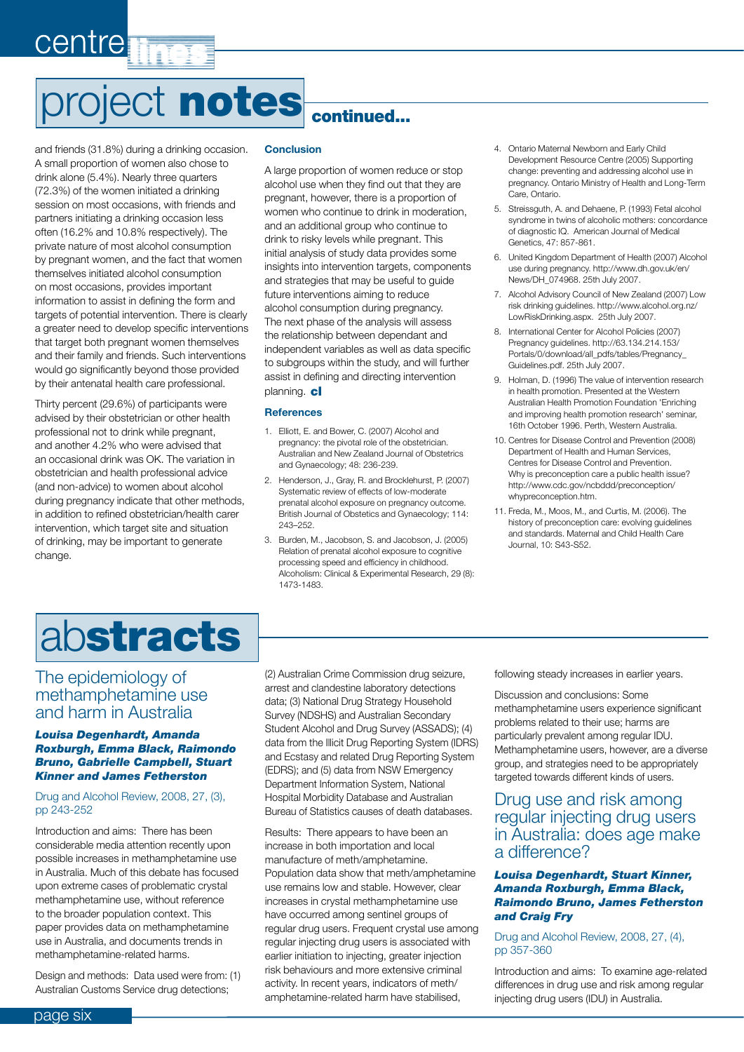# project **notes** continued...

and friends (31.8%) during a drinking occasion. A small proportion of women also chose to drink alone (5.4%). Nearly three quarters (72.3%) of the women initiated a drinking session on most occasions, with friends and partners initiating a drinking occasion less often (16.2% and 10.8% respectively). The private nature of most alcohol consumption by pregnant women, and the fact that women themselves initiated alcohol consumption on most occasions, provides important information to assist in defining the form and targets of potential intervention. There is clearly a greater need to develop specific interventions that target both pregnant women themselves and their family and friends. Such interventions would go significantly beyond those provided by their antenatal health care professional.

Thirty percent (29.6%) of participants were advised by their obstetrician or other health professional not to drink while pregnant, and another 4.2% who were advised that an occasional drink was OK. The variation in obstetrician and health professional advice (and non-advice) to women about alcohol during pregnancy indicate that other methods, in addition to refined obstetrician/health carer intervention, which target site and situation of drinking, may be important to generate change.

### Conclusion

A large proportion of women reduce or stop alcohol use when they find out that they are pregnant, however, there is a proportion of women who continue to drink in moderation, and an additional group who continue to drink to risky levels while pregnant. This initial analysis of study data provides some insights into intervention targets, components and strategies that may be useful to guide future interventions aiming to reduce alcohol consumption during pregnancy. The next phase of the analysis will assess the relationship between dependant and independent variables as well as data specific to subgroups within the study, and will further assist in defining and directing intervention planning. **cl**

### References

1. Elliott, E. and Bower, C. (2007) Alcohol and pregnancy: the pivotal role of the obstetrician. Australian and New Zealand Journal of Obstetrics and Gynaecology; 48: 236-239.
2. Henderson, J., Gray, R. and Brocklehurst, P. (2007) Systematic review of effects of low-moderate prenatal alcohol exposure on pregnancy outcome. British Journal of Obstetics and Gynaecology; 114: 243–252.
3. Burden, M., Jacobson, S. and Jacobson, J. (2005) Relation of prenatal alcohol exposure to cognitive processing speed and efficiency in childhood. Alcoholism: Clinical & Experimental Research, 29 (8): 1473-1483.
4. Ontario Maternal Newborn and Early Child Development Resource Centre (2005) Supporting change: preventing and addressing alcohol use in pregnancy. Ontario Ministry of Health and Long-Term Care, Ontario.
5. Streissguth, A. and Dehaene, P. (1993) Fetal alcohol syndrome in twins of alcoholic mothers: concordance of diagnostic IQ. American Journal of Medical Genetics, 47: 857-861.
6. United Kingdom Department of Health (2007) Alcohol use during pregnancy. http://www.dh.gov.uk/en/News/DH_074968. 25th July 2007.
7. Alcohol Advisory Council of New Zealand (2007) Low risk drinking guidelines. http://www.alcohol.org.nz/LowRiskDrinking.aspx. 25th July 2007.
8. International Center for Alcohol Policies (2007) Pregnancy guidelines. http://63.134.214.153/Portals/0/download/all_pdfs/tables/Pregnancy_Guidelines.pdf. 25th July 2007.
9. Holman, D. (1996) The value of intervention research in health promotion. Presented at the Western Australian Health Promotion Foundation 'Enriching and improving health promotion research' seminar, 16th October 1996. Perth, Western Australia.
10. Centres for Disease Control and Prevention (2008) Department of Health and Human Services, Centres for Disease Control and Prevention. Why is preconception care a public health issue? http://www.cdc.gov/ncbddd/preconception/whypreconception.htm.
11. Freda, M., Moos, M., and Curtis, M. (2006). The history of preconception care: evolving guidelines and standards. Maternal and Child Health Care Journal, 10: S43-S52.

# ab**stracts**

## The epidemiology of methamphetamine use and harm in Australia

***Louisa Degenhardt, Amanda Roxburgh, Emma Black, Raimondo Bruno, Gabrielle Campbell, Stuart Kinner and James Fetherston***

Drug and Alcohol Review, 2008, 27, (3), pp 243-252

Introduction and aims: There has been considerable media attention recently upon possible increases in methamphetamine use in Australia. Much of this debate has focused upon extreme cases of problematic crystal methamphetamine use, without reference to the broader population context. This paper provides data on methamphetamine use in Australia, and documents trends in methamphetamine-related harms.

Design and methods: Data used were from: (1) Australian Customs Service drug detections; (2) Australian Crime Commission drug seizure, arrest and clandestine laboratory detections data; (3) National Drug Strategy Household Survey (NDSHS) and Australian Secondary Student Alcohol and Drug Survey (ASSADS); (4) data from the Illicit Drug Reporting System (IDRS) and Ecstasy and related Drug Reporting System (EDRS); and (5) data from NSW Emergency Department Information System, National Hospital Morbidity Database and Australian Bureau of Statistics causes of death databases.

Results: There appears to have been an increase in both importation and local manufacture of meth/amphetamine. Population data show that meth/amphetamine use remains low and stable. However, clear increases in crystal methamphetamine use have occurred among sentinel groups of regular drug users. Frequent crystal use among regular injecting drug users is associated with earlier initiation to injecting, greater injection risk behaviours and more extensive criminal activity. In recent years, indicators of meth/amphetamine-related harm have stabilised, following steady increases in earlier years.

Discussion and conclusions: Some methamphetamine users experience significant problems related to their use; harms are particularly prevalent among regular IDU. Methamphetamine users, however, are a diverse group, and strategies need to be appropriately targeted towards different kinds of users.

## Drug use and risk among regular injecting drug users in Australia: does age make a difference?

***Louisa Degenhardt, Stuart Kinner, Amanda Roxburgh, Emma Black, Raimondo Bruno, James Fetherston and Craig Fry***

Drug and Alcohol Review, 2008, 27, (4), pp 357-360

Introduction and aims: To examine age-related differences in drug use and risk among regular injecting drug users (IDU) in Australia.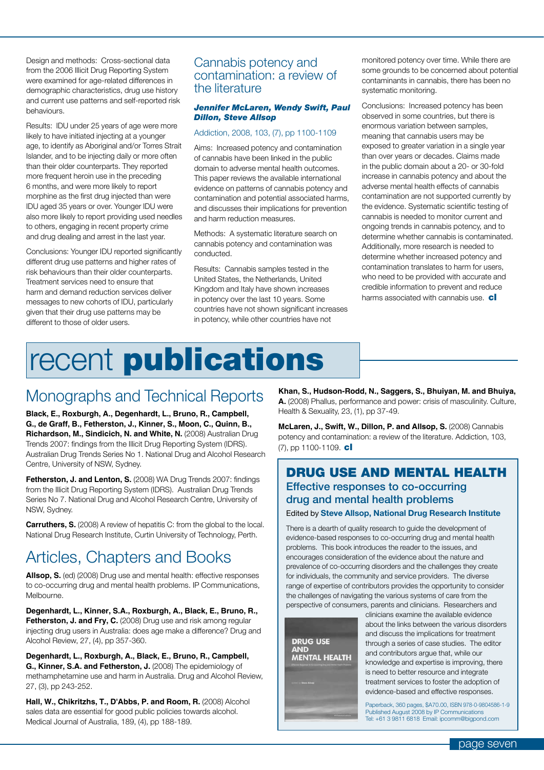Design and methods: Cross-sectional data from the 2006 Illicit Drug Reporting System were examined for age-related differences in demographic characteristics, drug use history and current use patterns and self-reported risk behaviours.

Results: IDU under 25 years of age were more likely to have initiated injecting at a younger age, to identify as Aboriginal and/or Torres Strait Islander, and to be injecting daily or more often than their older counterparts. They reported more frequent heroin use in the preceding 6 months, and were more likely to report morphine as the first drug injected than were IDU aged 35 years or over. Younger IDU were also more likely to report providing used needles to others, engaging in recent property crime and drug dealing and arrest in the last year.

Conclusions: Younger IDU reported significantly different drug use patterns and higher rates of risk behaviours than their older counterparts. Treatment services need to ensure that harm and demand reduction services deliver messages to new cohorts of IDU, particularly given that their drug use patterns may be different to those of older users.

## Cannabis potency and contamination: a review of the literature

***Jennifer McLaren, Wendy Swift, Paul Dillon, Steve Allsop***

Addiction, 2008, 103, (7), pp 1100-1109

Aims: Increased potency and contamination of cannabis have been linked in the public domain to adverse mental health outcomes. This paper reviews the available international evidence on patterns of cannabis potency and contamination and potential associated harms, and discusses their implications for prevention and harm reduction measures.

Methods: A systematic literature search on cannabis potency and contamination was conducted.

Results: Cannabis samples tested in the United States, the Netherlands, United Kingdom and Italy have shown increases in potency over the last 10 years. Some countries have not shown significant increases in potency, while other countries have not monitored potency over time. While there are some grounds to be concerned about potential contaminants in cannabis, there has been no systematic monitoring.

Conclusions: Increased potency has been observed in some countries, but there is enormous variation between samples, meaning that cannabis users may be exposed to greater variation in a single year than over years or decades. Claims made in the public domain about a 20- or 30-fold increase in cannabis potency and about the adverse mental health effects of cannabis contamination are not supported currently by the evidence. Systematic scientific testing of cannabis is needed to monitor current and ongoing trends in cannabis potency, and to determine whether cannabis is contaminated. Additionally, more research is needed to determine whether increased potency and contamination translates to harm for users, who need to be provided with accurate and credible information to prevent and reduce harms associated with cannabis use. **cl**

# recent **publications**

## Monographs and Technical Reports

**Black, E., Roxburgh, A., Degenhardt, L., Bruno, R., Campbell, G., de Graff, B., Fetherston, J., Kinner, S., Moon, C., Quinn, B., Richardson, M., Sindicich, N. and White, N.** (2008) Australian Drug Trends 2007: findings from the Illicit Drug Reporting System (IDRS). Australian Drug Trends Series No 1. National Drug and Alcohol Research Centre, University of NSW, Sydney.

**Fetherston, J. and Lenton, S.** (2008) WA Drug Trends 2007: findings from the Illicit Drug Reporting System (IDRS). Australian Drug Trends Series No 7. National Drug and Alcohol Research Centre, University of NSW, Sydney.

**Carruthers, S.** (2008) A review of hepatitis C: from the global to the local. National Drug Research Institute, Curtin University of Technology, Perth.

## Articles, Chapters and Books

**Allsop, S.** (ed) (2008) Drug use and mental health: effective responses to co-occurring drug and mental health problems. IP Communications, Melbourne.

**Degenhardt, L., Kinner, S.A., Roxburgh, A., Black, E., Bruno, R., Fetherston, J. and Fry, C.** (2008) Drug use and risk among regular injecting drug users in Australia: does age make a difference? Drug and Alcohol Review, 27, (4), pp 357-360.

**Degenhardt, L., Roxburgh, A., Black, E., Bruno, R., Campbell, G., Kinner, S.A. and Fetherston, J.** (2008) The epidemiology of methamphetamine use and harm in Australia. Drug and Alcohol Review, 27, (3), pp 243-252.

**Hall, W., Chikritzhs, T., D'Abbs, P. and Room, R.** (2008) Alcohol sales data are essential for good public policies towards alcohol. Medical Journal of Australia, 189, (4), pp 188-189.

**Khan, S., Hudson-Rodd, N., Saggers, S., Bhuiyan, M. and Bhuiya, A.** (2008) Phallus, performance and power: crisis of masculinity. Culture, Health & Sexuality, 23, (1), pp 37-49.

**McLaren, J., Swift, W., Dillon, P. and Allsop, S.** (2008) Cannabis potency and contamination: a review of the literature. Addiction, 103, (7), pp 1100-1109. **cl**

## DRUG USE AND MENTAL HEALTH

### Effective responses to co-occurring drug and mental health problems

Edited by **Steve Allsop, National Drug Research Institute**

There is a dearth of quality research to guide the development of evidence-based responses to co-occurring drug and mental health problems. This book introduces the reader to the issues, and encourages consideration of the evidence about the nature and prevalence of co-occurring disorders and the challenges they create for individuals, the community and service providers. The diverse range of expertise of contributors provides the opportunity to consider the challenges of navigating the various systems of care from the perspective of consumers, parents and clinicians. Researchers and clinicians examine the available evidence about the links between the various disorders and discuss the implications for treatment through a series of case studies. The editor and contributors argue that, while our knowledge and expertise is improving, there is need to better resource and integrate treatment services to foster the adoption of evidence-based and effective responses.

Paperback, 360 pages, $A70.00, ISBN 978-0-9804586-1-9
Published August 2008 by IP Communications
Tel: +61 3 9811 6818 Email: ipcomm@bigpond.com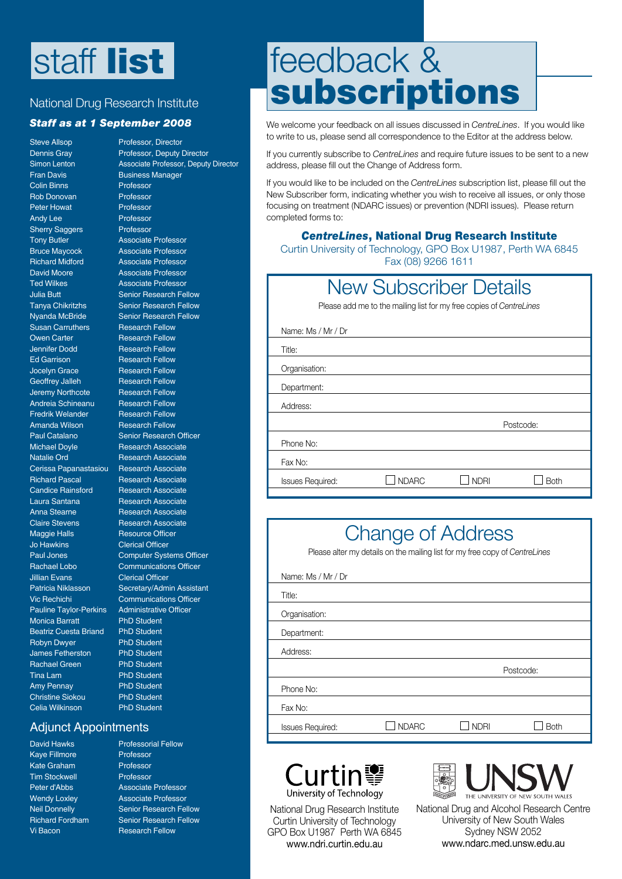# staff **list**

## National Drug Research Institute

***Staff as at 1 September 2008***

| | |
|---|---|
| Steve Allsop | Professor, Director |
| Dennis Gray | Professor, Deputy Director |
| Simon Lenton | Associate Professor, Deputy Director |
| Fran Davis | Business Manager |
| Colin Binns | Professor |
| Rob Donovan | Professor |
| Peter Howat | Professor |
| Andy Lee | Professor |
| Sherry Saggers | Professor |
| Tony Butler | Associate Professor |
| Bruce Maycock | Associate Professor |
| Richard Midford | Associate Professor |
| David Moore | Associate Professor |
| Ted Wilkes | Associate Professor |
| Julia Butt | Senior Research Fellow |
| Tanya Chikritzhs | Senior Research Fellow |
| Nyanda McBride | Senior Research Fellow |
| Susan Carruthers | Research Fellow |
| Owen Carter | Research Fellow |
| Jennifer Dodd | Research Fellow |
| Ed Garrison | Research Fellow |
| Jocelyn Grace | Research Fellow |
| Geoffrey Jalleh | Research Fellow |
| Jeremy Northcote | Research Fellow |
| Andreia Schineanu | Research Fellow |
| Fredrik Welander | Research Fellow |
| Amanda Wilson | Research Fellow |
| Paul Catalano | Senior Research Officer |
| Michael Doyle | Research Associate |
| Natalie Ord | Research Associate |
| Cerissa Papanastasiou | Research Associate |
| Richard Pascal | Research Associate |
| Candice Rainsford | Research Associate |
| Laura Santana | Research Associate |
| Anna Stearne | Research Associate |
| Claire Stevens | Research Associate |
| Maggie Halls | Resource Officer |
| Jo Hawkins | Clerical Officer |
| Paul Jones | Computer Systems Officer |
| Rachael Lobo | Communications Officer |
| Jillian Evans | Clerical Officer |
| Patricia Niklasson | Secretary/Admin Assistant |
| Vic Rechichi | Communications Officer |
| Pauline Taylor-Perkins | Administrative Officer |
| Monica Barratt | PhD Student |
| Beatriz Cuesta Briand | PhD Student |
| Robyn Dwyer | PhD Student |
| James Fetherston | PhD Student |
| Rachael Green | PhD Student |
| Tina Lam | PhD Student |
| Amy Pennay | PhD Student |
| Christine Siokou | PhD Student |
| Celia Wilkinson | PhD Student |

## Adjunct Appointments

| | |
|---|---|
| David Hawks | Professorial Fellow |
| Kaye Fillmore | Professor |
| Kate Graham | Professor |
| Tim Stockwell | Professor |
| Peter d'Abbs | Associate Professor |
| Wendy Loxley | Associate Professor |
| Neil Donnelly | Senior Research Fellow |
| Richard Fordham | Senior Research Fellow |
| Vi Bacon | Research Fellow |

# feedback & **subscriptions**

We welcome your feedback on all issues discussed in *CentreLines*. If you would like to write to us, please send all correspondence to the Editor at the address below.

If you currently subscribe to *CentreLines* and require future issues to be sent to a new address, please fill out the Change of Address form.

If you would like to be included on the *CentreLines* subscription list, please fill out the New Subscriber form, indicating whether you wish to receive all issues, or only those focusing on treatment (NDARC issues) or prevention (NDRI issues). Please return completed forms to:

***CentreLines*, National Drug Research Institute**
Curtin University of Technology, GPO Box U1987, Perth WA 6845
Fax (08) 9266 1611

## New Subscriber Details

Please add me to the mailing list for my free copies of *CentreLines*

Name: Ms / Mr / Dr

Title:

Organisation:

Department:

Address:

Postcode:

Phone No:

Fax No:

Issues Required: ☐ NDARC ☐ NDRI ☐ Both

## Change of Address

Please alter my details on the mailing list for my free copy of *CentreLines*

Name: Ms / Mr / Dr

Title:

Organisation:

Department:

Address:

Postcode:

Phone No:

Fax No:

Issues Required: ☐ NDARC ☐ NDRI ☐ Both

Curtin University of Technology

National Drug Research Institute
Curtin University of Technology
GPO Box U1987 Perth WA 6845
www.ndri.curtin.edu.au

UNSW THE UNIVERSITY OF NEW SOUTH WALES

National Drug and Alcohol Research Centre
University of New South Wales
Sydney NSW 2052
www.ndarc.med.unsw.edu.au